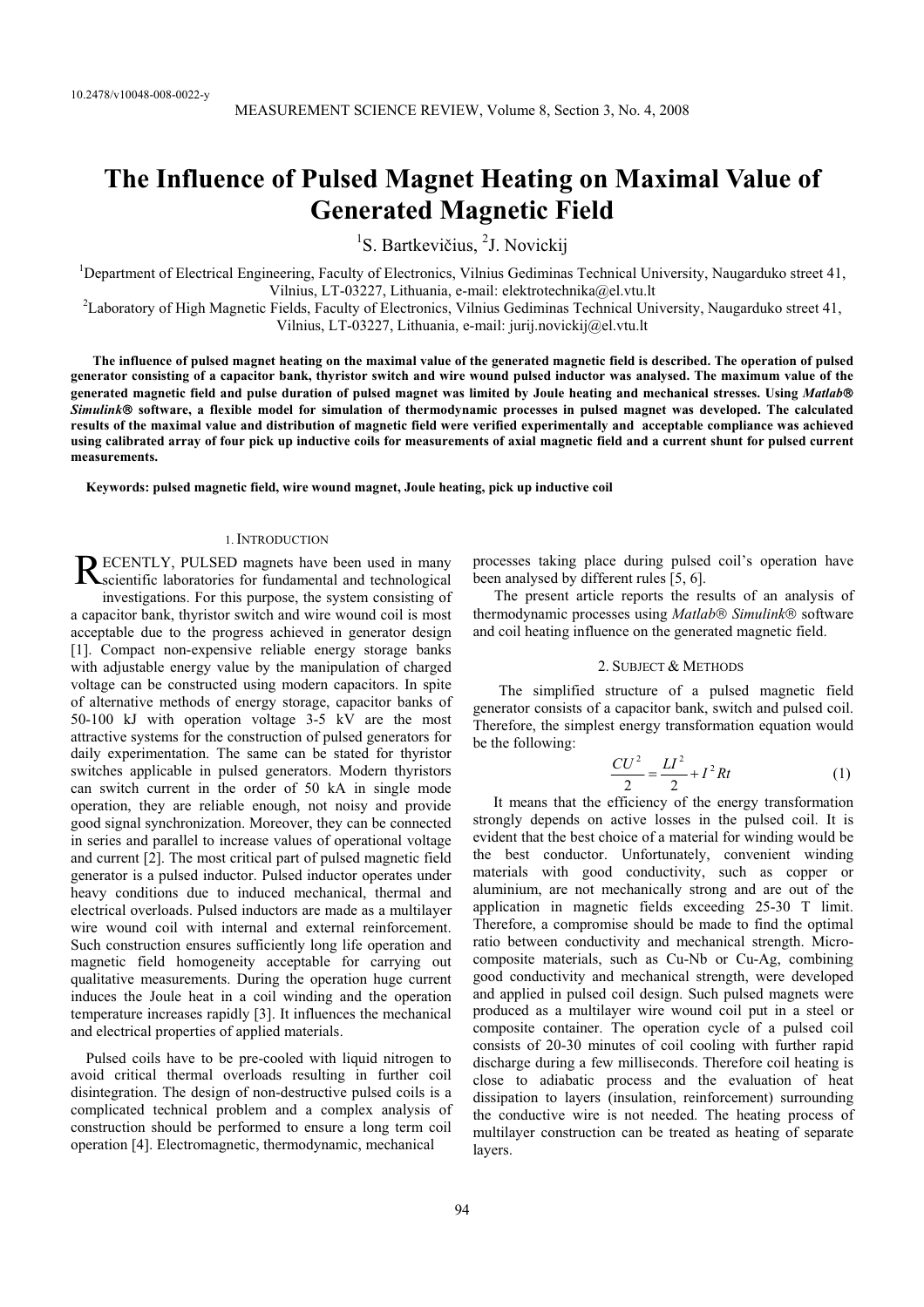10.2478/v10048-008-0022-y

# The Influence of Pulsed Magnet Heating on Maximal Value of Generated Magnetic Field

[1]S. Bartkevičius, [2]J. Novickij

[1]Department of Electrical Engineering, Faculty of Electronics, Vilnius Gediminas Technical University, Naugarduko street 41, Vilnius, LT-03227, Lithuania, e-mail: elektrotechnika@el.vtu.lt

[2]Laboratory of High Magnetic Fields, Faculty of Electronics, Vilnius Gediminas Technical University, Naugarduko street 41, Vilnius, LT-03227, Lithuania, e-mail: jurij.novickij@el.vtu.lt

**The influence of pulsed magnet heating on the maximal value of the generated magnetic field is described. The operation of pulsed generator consisting of a capacitor bank, thyristor switch and wire wound pulsed inductor was analysed. The maximum value of the generated magnetic field and pulse duration of pulsed magnet was limited by Joule heating and mechanical stresses. Using *Matlab® Simulink®* software, a flexible model for simulation of thermodynamic processes in pulsed magnet was developed. The calculated results of the maximal value and distribution of magnetic field were verified experimentally and acceptable compliance was achieved using calibrated array of four pick up inductive coils for measurements of axial magnetic field and a current shunt for pulsed current measurements.**

**Keywords: pulsed magnetic field, wire wound magnet, Joule heating, pick up inductive coil**

## 1. Introduction

RECENTLY, PULSED magnets have been used in many scientific laboratories for fundamental and technological investigations. For this purpose, the system consisting of a capacitor bank, thyristor switch and wire wound coil is most acceptable due to the progress achieved in generator design [1]. Compact non-expensive reliable energy storage banks with adjustable energy value by the manipulation of charged voltage can be constructed using modern capacitors. In spite of alternative methods of energy storage, capacitor banks of 50-100 kJ with operation voltage 3-5 kV are the most attractive systems for the construction of pulsed generators for daily experimentation. The same can be stated for thyristor switches applicable in pulsed generators. Modern thyristors can switch current in the order of 50 kA in single mode operation, they are reliable enough, not noisy and provide good signal synchronization. Moreover, they can be connected in series and parallel to increase values of operational voltage and current [2]. The most critical part of pulsed magnetic field generator is a pulsed inductor. Pulsed inductor operates under heavy conditions due to induced mechanical, thermal and electrical overloads. Pulsed inductors are made as a multilayer wire wound coil with internal and external reinforcement. Such construction ensures sufficiently long life operation and magnetic field homogeneity acceptable for carrying out qualitative measurements. During the operation huge current induces the Joule heat in a coil winding and the operation temperature increases rapidly [3]. It influences the mechanical and electrical properties of applied materials.

Pulsed coils have to be pre-cooled with liquid nitrogen to avoid critical thermal overloads resulting in further coil disintegration. The design of non-destructive pulsed coils is a complicated technical problem and a complex analysis of construction should be performed to ensure a long term coil operation [4]. Electromagnetic, thermodynamic, mechanical processes taking place during pulsed coil's operation have been analysed by different rules [5, 6].

The present article reports the results of an analysis of thermodynamic processes using *Matlab® Simulink®* software and coil heating influence on the generated magnetic field.

## 2. Subject & Methods

The simplified structure of a pulsed magnetic field generator consists of a capacitor bank, switch and pulsed coil. Therefore, the simplest energy transformation equation would be the following:

$$\frac{CU^2}{2} = \frac{LI^2}{2} + I^2 Rt \tag{1}$$

It means that the efficiency of the energy transformation strongly depends on active losses in the pulsed coil. It is evident that the best choice of a material for winding would be the best conductor. Unfortunately, convenient winding materials with good conductivity, such as copper or aluminium, are not mechanically strong and are out of the application in magnetic fields exceeding 25-30 T limit. Therefore, a compromise should be made to find the optimal ratio between conductivity and mechanical strength. Micro-composite materials, such as Cu-Nb or Cu-Ag, combining good conductivity and mechanical strength, were developed and applied in pulsed coil design. Such pulsed magnets were produced as a multilayer wire wound coil put in a steel or composite container. The operation cycle of a pulsed coil consists of 20-30 minutes of coil cooling with further rapid discharge during a few milliseconds. Therefore coil heating is close to adiabatic process and the evaluation of heat dissipation to layers (insulation, reinforcement) surrounding the conductive wire is not needed. The heating process of multilayer construction can be treated as heating of separate layers.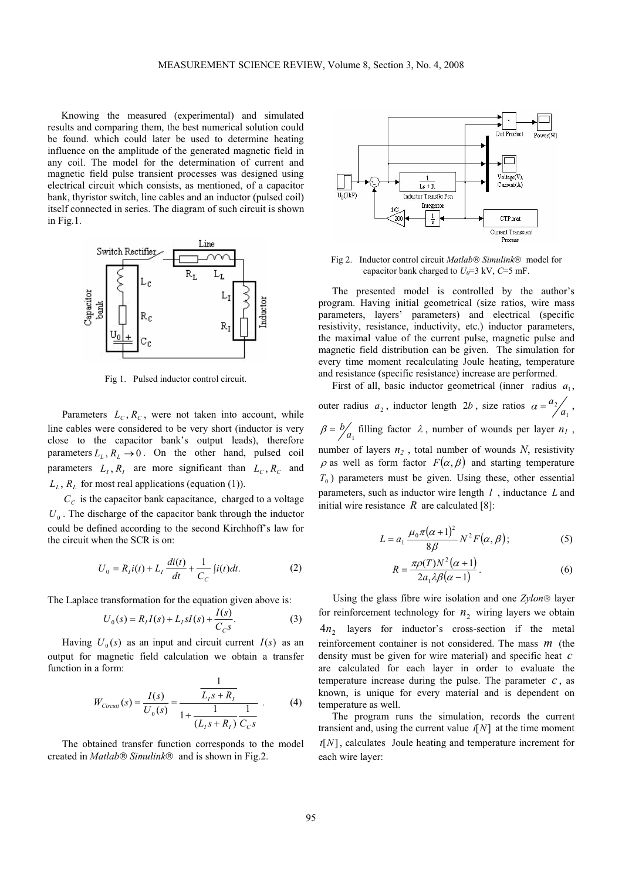Knowing the measured (experimental) and simulated results and comparing them, the best numerical solution could be found. which could later be used to determine heating influence on the amplitude of the generated magnetic field in any coil. The model for the determination of current and magnetic field pulse transient processes was designed using electrical circuit which consists, as mentioned, of a capacitor bank, thyristor switch, line cables and an inductor (pulsed coil) itself connected in series. The diagram of such circuit is shown in Fig.1.

Switch Rectifier

Line

$R_L$ $L_L$

Capacitor bank

$L_C$

$R_C$

$U_0$

$C_C$

$L_I$

$R_I$

Inductor

Fig 1. Pulsed inductor control circuit.

Parameters $L_C, R_C$, were not taken into account, while line cables were considered to be very short (inductor is very close to the capacitor bank's output leads), therefore parameters $L_L, R_L \to 0$. On the other hand, pulsed coil parameters $L_I, R_I$ are more significant than $L_C, R_C$ and $L_L, R_L$ for most real applications (equation (1)).

$C_C$ is the capacitor bank capacitance, charged to a voltage $U_0$. The discharge of the capacitor bank through the inductor could be defined according to the second Kirchhoff's law for the circuit when the SCR is on:

$$U_0 = R_I i(t) + L_I \frac{di(t)}{dt} + \frac{1}{C_C}\int i(t)dt. \tag{2}$$

The Laplace transformation for the equation given above is:

$$U_0(s) = R_I I(s) + L_I sI(s) + \frac{I(s)}{C_C s}. \tag{3}$$

Having $U_0(s)$ as an input and circuit current $I(s)$ as an output for magnetic field calculation we obtain a transfer function in a form:

$$W_{Circuit}(s) = \frac{I(s)}{U_0(s)} = \frac{\dfrac{1}{L_I s + R_I}}{1 + \dfrac{1}{(L_I s + R_I)}\dfrac{1}{C_C s}}. \tag{4}$$

The obtained transfer function corresponds to the model created in *Matlab® Simulink®* and is shown in Fig.2.

Dot Product

Power(W)

Voltage(V), Current(A)

$U_0$(3kV)

$\frac{1}{Ls+R}$

Inductor Transfer Fcn

Integrator

1/C

200

$\frac{1}{s}$

CTP.mat

Current Transient Process

Fig 2. Inductor control circuit *Matlab® Simulink®* model for capacitor bank charged to $U_0$=3 kV, $C$=5 mF.

The presented model is controlled by the author's program. Having initial geometrical (size ratios, wire mass parameters, layers' parameters) and electrical (specific resistivity, resistance, inductivity, etc.) inductor parameters, the maximal value of the current pulse, magnetic pulse and magnetic field distribution can be given. The simulation for every time moment recalculating Joule heating, temperature and resistance (specific resistance) increase are performed.

First of all, basic inductor geometrical (inner radius $a_1$, outer radius $a_2$, inductor length $2b$, size ratios $\alpha = a_2/a_1$, $\beta = b/a_1$ filling factor $\lambda$, number of wounds per layer $n_1$, number of layers $n_2$, total number of wounds $N$, resistivity $\rho$ as well as form factor $F(\alpha,\beta)$ and starting temperature $T_0$) parameters must be given. Using these, other essential parameters, such as inductor wire length $l$, inductance $L$ and initial wire resistance $R$ are calculated [8]:

$$L = a_1 \frac{\mu_0 \pi (\alpha+1)^2}{8\beta} N^2 F(\alpha,\beta); \tag{5}$$

$$R = \frac{\pi \rho(T) N^2 (\alpha+1)}{2 a_1 \lambda \beta (\alpha-1)}. \tag{6}$$

Using the glass fibre wire isolation and one *Zylon®* layer for reinforcement technology for $n_2$ wiring layers we obtain $4n_2$ layers for inductor's cross-section if the metal reinforcement container is not considered. The mass $m$ (the density must be given for wire material) and specific heat $c$ are calculated for each layer in order to evaluate the temperature increase during the pulse. The parameter $c$, as known, is unique for every material and is dependent on temperature as well.

The program runs the simulation, records the current transient and, using the current value $i[N]$ at the time moment $t[N]$, calculates Joule heating and temperature increment for each wire layer: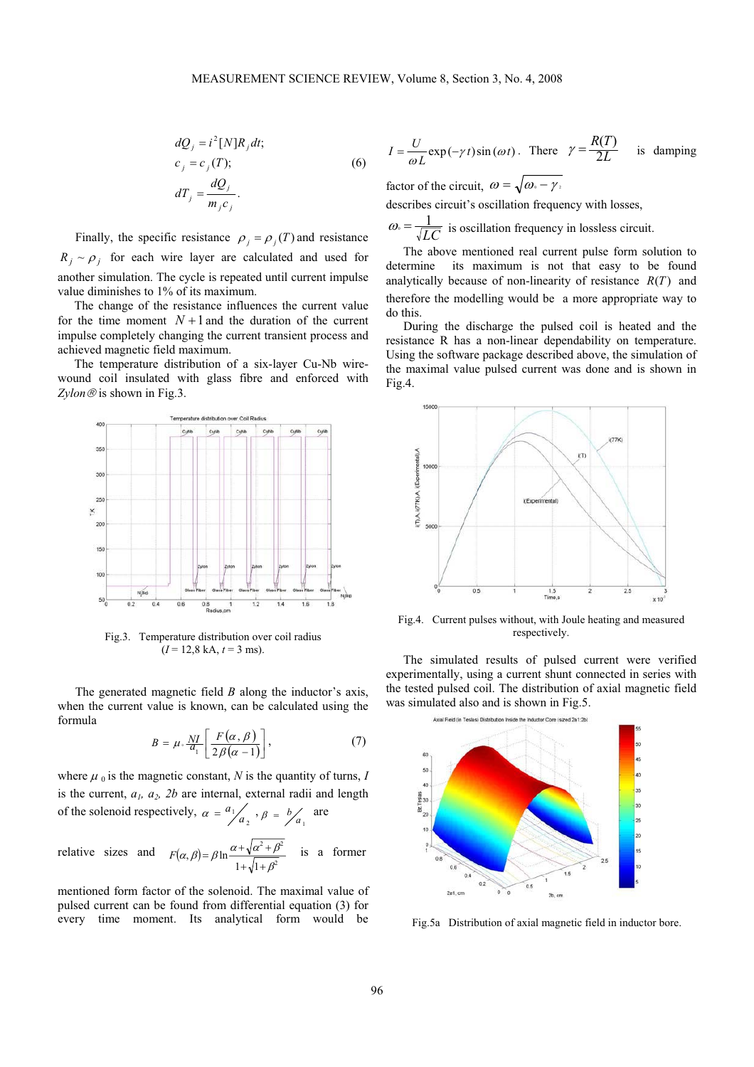$$dQ_j = i^2[N]R_j dt;$$
$$c_j = c_j(T); \quad (6)$$
$$dT_j = \frac{dQ_j}{m_j c_j}.$$

Finally, the specific resistance $\rho_j = \rho_j(T)$ and resistance $R_j \sim \rho_j$ for each wire layer are calculated and used for another simulation. The cycle is repeated until current impulse value diminishes to 1% of its maximum.

The change of the resistance influences the current value for the time moment $N+1$ and the duration of the current impulse completely changing the current transient process and achieved magnetic field maximum.

The temperature distribution of a six-layer Cu-Nb wire-wound coil insulated with glass fibre and enforced with *Zylon®* is shown in Fig.3.

Temperature distribution over Coil Radius

CuNb CuNb CuNb CuNb CuNb CuNb

Zylon Zylon Zylon Zylon Zylon Zylon

N(liq) Glass Fiber Glass Fiber Glass Fiber Glass Fiber Glass Fiber Glass Fiber N(liq)

T,K

Radius,cm

Fig.3. Temperature distribution over coil radius ($I$ = 12,8 kA, $t$ = 3 ms).

The generated magnetic field $B$ along the inductor's axis, when the current value is known, can be calculated using the formula

$$B = \mu_0 \frac{NI}{a_1}\left[\frac{F(\alpha,\beta)}{2\beta(\alpha-1)}\right], \quad (7)$$

where $\mu_0$ is the magnetic constant, $N$ is the quantity of turns, $I$ is the current, $a_1$, $a_2$, $2b$ are internal, external radii and length of the solenoid respectively, $\alpha = a_1/a_2$, $\beta = b/a_1$ are relative sizes and $F(\alpha,\beta) = \beta \ln\frac{\alpha+\sqrt{\alpha^2+\beta^2}}{1+\sqrt{1+\beta^2}}$ is a former mentioned form factor of the solenoid. The maximal value of pulsed current can be found from differential equation (3) for every time moment. Its analytical form would be $I = \frac{U}{\omega L}\exp(-\gamma t)\sin(\omega t)$. There $\gamma = \frac{R(T)}{2L}$ is damping factor of the circuit, $\omega = \sqrt{\omega_0 - \gamma_2}$ describes circuit's oscillation frequency with losses, $\omega_0 = \frac{1}{\sqrt{LC}}$ is oscillation frequency in lossless circuit.

The above mentioned real current pulse form solution to determine its maximum is not that easy to be found analytically because of non-linearity of resistance $R(T)$ and therefore the modelling would be a more appropriate way to do this.

During the discharge the pulsed coil is heated and the resistance R has a non-linear dependability on temperature. Using the software package described above, the simulation of the maximal value pulsed current was done and is shown in Fig.4.

i(T),A, i(77K),A, i(Experimental),A

i(77K)

i(T)

i(Experimental)

Time,s

x 10^-3

Fig.4. Current pulses without, with Joule heating and measured respectively.

The simulated results of pulsed current were verified experimentally, using a current shunt connected in series with the tested pulsed coil. The distribution of axial magnetic field was simulated also and is shown in Fig.5.

Axial Field (in Teslas) Distribution Inside the Inductor Core (sized 2a1:2b)

Bz, Teslas

2a1, cm

2b, cm

Fig.5a Distribution of axial magnetic field in inductor bore.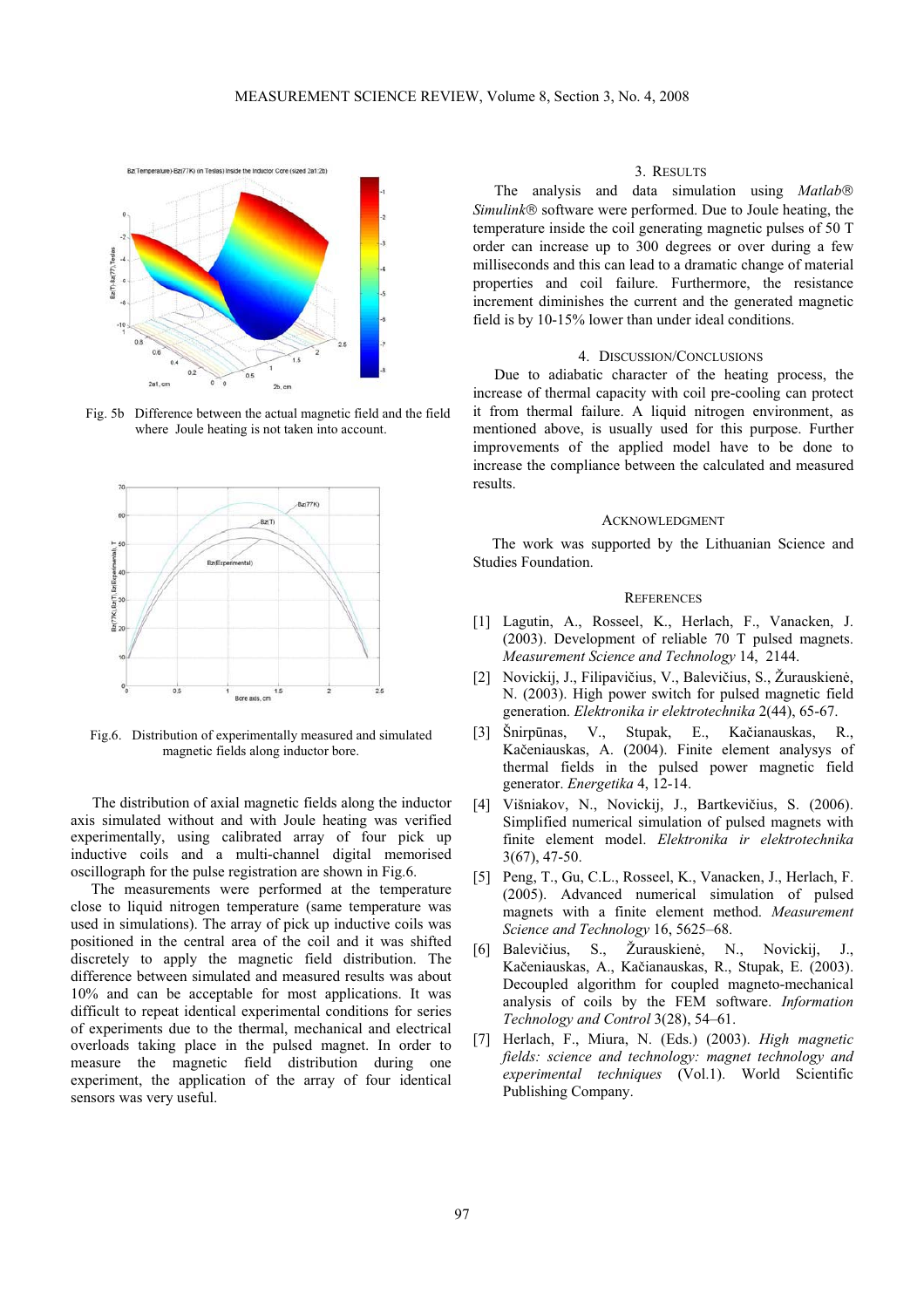Bz(Temperature)-Bz(77K) (in Teslas) inside the Inductor Core (sized 2a1:2b)

Bz(T)-Bz(77),Teslas

2a1, cm

2b, cm

Fig. 5b Difference between the actual magnetic field and the field where Joule heating is not taken into account.

Bz(77K)

Bz(T)

Bz(Experimental)

Bz(77K), Bz(T), Bz(Experimental), T

Bore axis, cm

Fig.6. Distribution of experimentally measured and simulated magnetic fields along inductor bore.

The distribution of axial magnetic fields along the inductor axis simulated without and with Joule heating was verified experimentally, using calibrated array of four pick up inductive coils and a multi-channel digital memorised oscillograph for the pulse registration are shown in Fig.6.

The measurements were performed at the temperature close to liquid nitrogen temperature (same temperature was used in simulations). The array of pick up inductive coils was positioned in the central area of the coil and it was shifted discretely to apply the magnetic field distribution. The difference between simulated and measured results was about 10% and can be acceptable for most applications. It was difficult to repeat identical experimental conditions for series of experiments due to the thermal, mechanical and electrical overloads taking place in the pulsed magnet. In order to measure the magnetic field distribution during one experiment, the application of the array of four identical sensors was very useful.

## 3. Results

The analysis and data simulation using *Matlab®* *Simulink®* software were performed. Due to Joule heating, the temperature inside the coil generating magnetic pulses of 50 T order can increase up to 300 degrees or over during a few milliseconds and this can lead to a dramatic change of material properties and coil failure. Furthermore, the resistance increment diminishes the current and the generated magnetic field is by 10-15% lower than under ideal conditions.

## 4. Discussion/Conclusions

Due to adiabatic character of the heating process, the increase of thermal capacity with coil pre-cooling can protect it from thermal failure. A liquid nitrogen environment, as mentioned above, is usually used for this purpose. Further improvements of the applied model have to be done to increase the compliance between the calculated and measured results.

## Acknowledgment

The work was supported by the Lithuanian Science and Studies Foundation.

## References

[1] Lagutin, A., Rosseel, K., Herlach, F., Vanacken, J. (2003). Development of reliable 70 T pulsed magnets. *Measurement Science and Technology* 14, 2144.

[2] Novickij, J., Filipavičius, V., Balevičius, S., Žurauskienė, N. (2003). High power switch for pulsed magnetic field generation. *Elektronika ir elektrotechnika* 2(44), 65-67.

[3] Šnirpūnas, V., Stupak, E., Kačianauskas, R., Kačeniauskas, A. (2004). Finite element analysys of thermal fields in the pulsed power magnetic field generator. *Energetika* 4, 12-14.

[4] Višniakov, N., Novickij, J., Bartkevičius, S. (2006). Simplified numerical simulation of pulsed magnets with finite element model. *Elektronika ir elektrotechnika* 3(67), 47-50.

[5] Peng, T., Gu, C.L., Rosseel, K., Vanacken, J., Herlach, F. (2005). Advanced numerical simulation of pulsed magnets with a finite element method. *Measurement Science and Technology* 16, 5625–68.

[6] Balevičius, S., Žurauskienė, N., Novickij, J., Kačeniauskas, A., Kačianauskas, R., Stupak, E. (2003). Decoupled algorithm for coupled magneto-mechanical analysis of coils by the FEM software. *Information Technology and Control* 3(28), 54–61.

[7] Herlach, F., Miura, N. (Eds.) (2003). *High magnetic fields: science and technology: magnet technology and experimental techniques* (Vol.1). World Scientific Publishing Company.